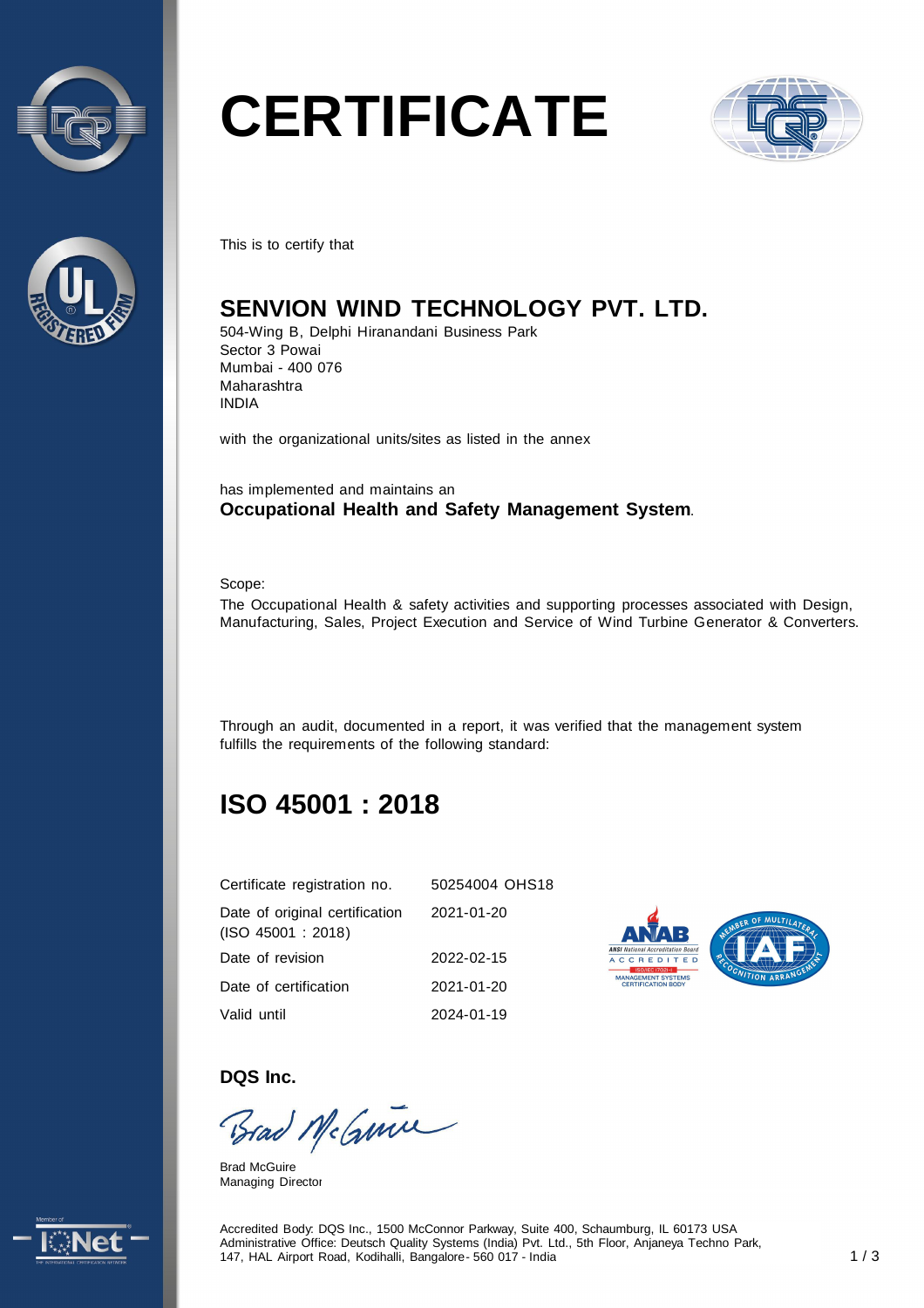# CERTIFICATE

This is to certify that

## SENVION WIND TECHNOLOGY PVT. LTD.

504-Wing B, Delphi Hiranandani Business Park
Sector 3 Powai
Mumbai - 400 076
Maharashtra
INDIA

with the organizational units/sites as listed in the annex

has implemented and maintains an
**Occupational Health and Safety Management System**.

Scope:
The Occupational Health & safety activities and supporting processes associated with Design, Manufacturing, Sales, Project Execution and Service of Wind Turbine Generator & Converters.

Through an audit, documented in a report, it was verified that the management system fulfills the requirements of the following standard:

## ISO 45001 : 2018

| | |
|---|---|
| Certificate registration no. | 50254004 OHS18 |
| Date of original certification (ISO 45001 : 2018) | 2021-01-20 |
| Date of revision | 2022-02-15 |
| Date of certification | 2021-01-20 |
| Valid until | 2024-01-19 |

**DQS Inc.**

Brad McGuire
Managing Director

Accredited Body: DQS Inc., 1500 McConnor Parkway, Suite 400, Schaumburg, IL 60173 USA
Administrative Office: Deutsch Quality Systems (India) Pvt. Ltd., 5th Floor, Anjaneya Techno Park, 147, HAL Airport Road, Kodihalli, Bangalore- 560 017 - India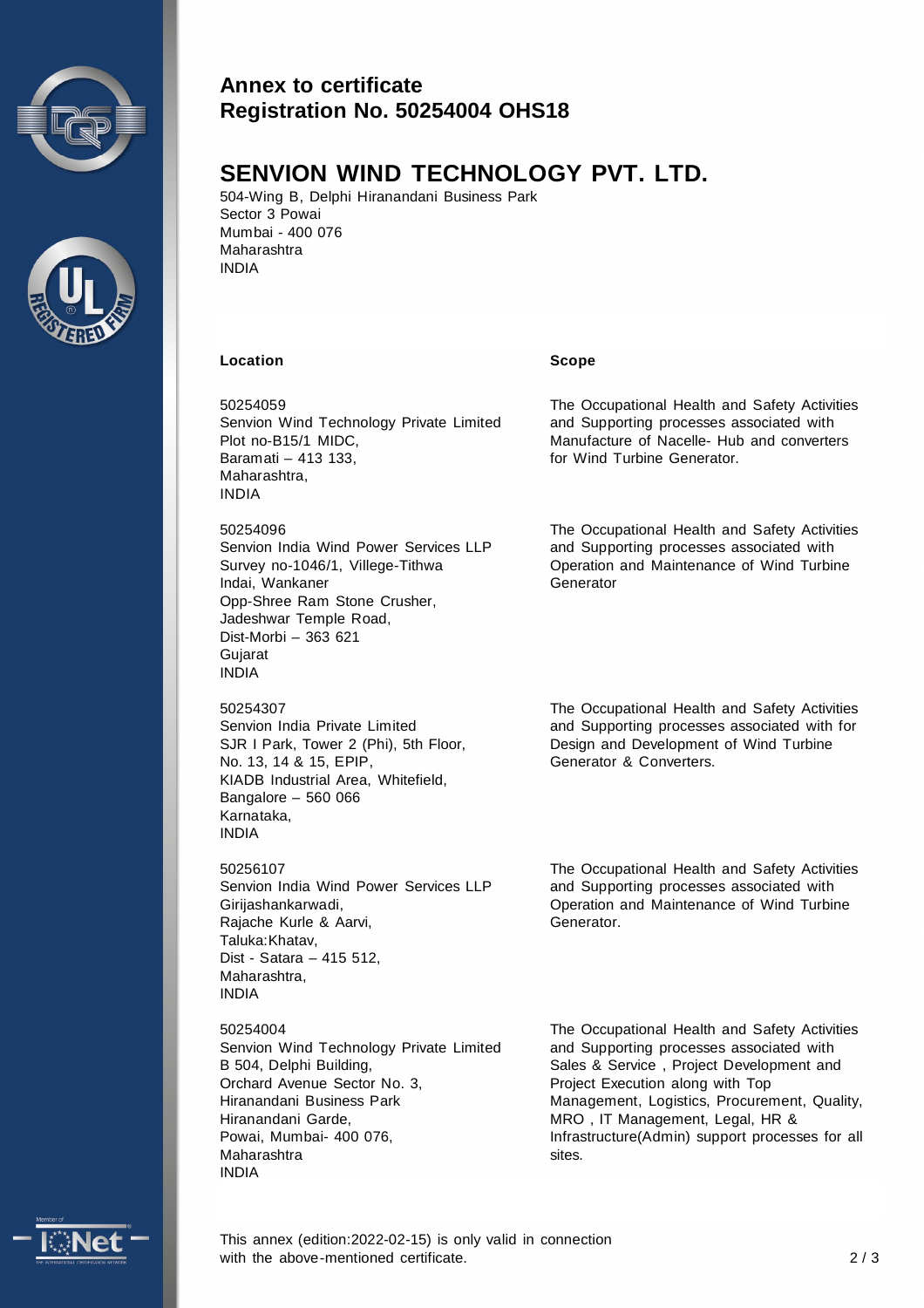## Annex to certificate
## Registration No. 50254004 OHS18

# SENVION WIND TECHNOLOGY PVT. LTD.

504-Wing B, Delphi Hiranandani Business Park
Sector 3 Powai
Mumbai - 400 076
Maharashtra
INDIA

| Location | Scope |
| --- | --- |
| 50254059<br>Senvion Wind Technology Private Limited<br>Plot no-B15/1 MIDC,<br>Baramati – 413 133,<br>Maharashtra,<br>INDIA | The Occupational Health and Safety Activities and Supporting processes associated with Manufacture of Nacelle- Hub and converters for Wind Turbine Generator. |
| 50254096<br>Senvion India Wind Power Services LLP<br>Survey no-1046/1, Villege-Tithwa<br>Indai, Wankaner<br>Opp-Shree Ram Stone Crusher,<br>Jadeshwar Temple Road,<br>Dist-Morbi – 363 621<br>Gujarat<br>INDIA | The Occupational Health and Safety Activities and Supporting processes associated with Operation and Maintenance of Wind Turbine Generator |
| 50254307<br>Senvion India Private Limited<br>SJR I Park, Tower 2 (Phi), 5th Floor,<br>No. 13, 14 & 15, EPIP,<br>KIADB Industrial Area, Whitefield,<br>Bangalore – 560 066<br>Karnataka,<br>INDIA | The Occupational Health and Safety Activities and Supporting processes associated with for Design and Development of Wind Turbine Generator & Converters. |
| 50256107<br>Senvion India Wind Power Services LLP<br>Girijashankarwadi,<br>Rajache Kurle & Aarvi,<br>Taluka:Khatav,<br>Dist - Satara – 415 512,<br>Maharashtra,<br>INDIA | The Occupational Health and Safety Activities and Supporting processes associated with Operation and Maintenance of Wind Turbine Generator. |
| 50254004<br>Senvion Wind Technology Private Limited<br>B 504, Delphi Building,<br>Orchard Avenue Sector No. 3,<br>Hiranandani Business Park<br>Hiranandani Garde,<br>Powai, Mumbai- 400 076,<br>Maharashtra<br>INDIA | The Occupational Health and Safety Activities and Supporting processes associated with Sales & Service , Project Development and Project Execution along with Top Management, Logistics, Procurement, Quality, MRO , IT Management, Legal, HR & Infrastructure(Admin) support processes for all sites. |

This annex (edition:2022-02-15) is only valid in connection with the above-mentioned certificate.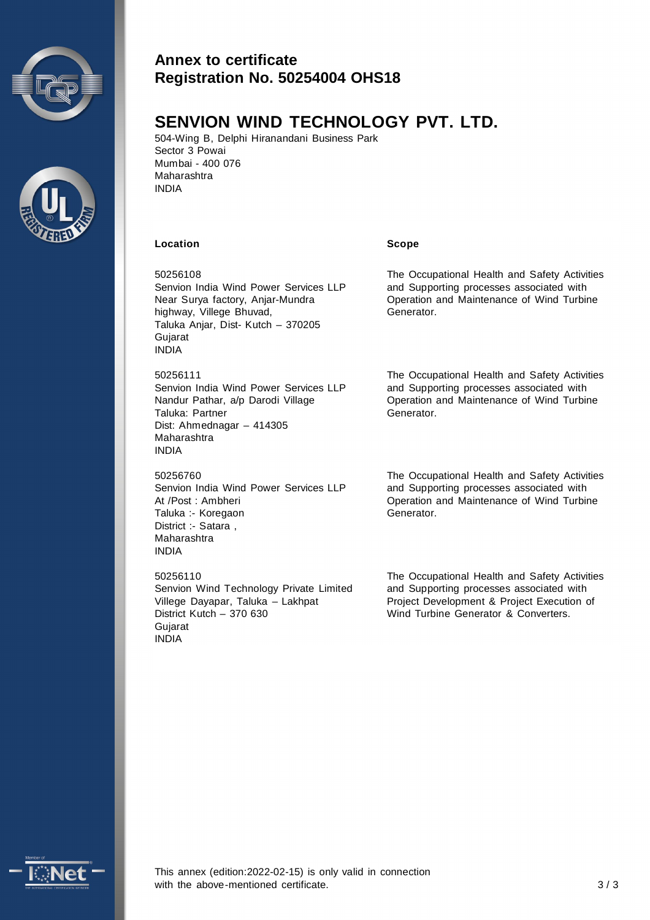# Annex to certificate
# Registration No. 50254004 OHS18

## SENVION WIND TECHNOLOGY PVT. LTD.

504-Wing B, Delphi Hiranandani Business Park
Sector 3 Powai
Mumbai - 400 076
Maharashtra
INDIA

| Location | Scope |
|---|---|
| 50256108<br>Senvion India Wind Power Services LLP<br>Near Surya factory, Anjar-Mundra highway, Villege Bhuvad,<br>Taluka Anjar, Dist- Kutch – 370205<br>Gujarat<br>INDIA | The Occupational Health and Safety Activities and Supporting processes associated with Operation and Maintenance of Wind Turbine Generator. |
| 50256111<br>Senvion India Wind Power Services LLP<br>Nandur Pathar, a/p Darodi Village<br>Taluka: Partner<br>Dist: Ahmednagar – 414305<br>Maharashtra<br>INDIA | The Occupational Health and Safety Activities and Supporting processes associated with Operation and Maintenance of Wind Turbine Generator. |
| 50256760<br>Senvion India Wind Power Services LLP<br>At /Post : Ambheri<br>Taluka :- Koregaon<br>District :- Satara ,<br>Maharashtra<br>INDIA | The Occupational Health and Safety Activities and Supporting processes associated with Operation and Maintenance of Wind Turbine Generator. |
| 50256110<br>Senvion Wind Technology Private Limited<br>Villege Dayapar, Taluka – Lakhpat<br>District Kutch – 370 630<br>Gujarat<br>INDIA | The Occupational Health and Safety Activities and Supporting processes associated with Project Development & Project Execution of Wind Turbine Generator & Converters. |

This annex (edition:2022-02-15) is only valid in connection with the above-mentioned certificate.